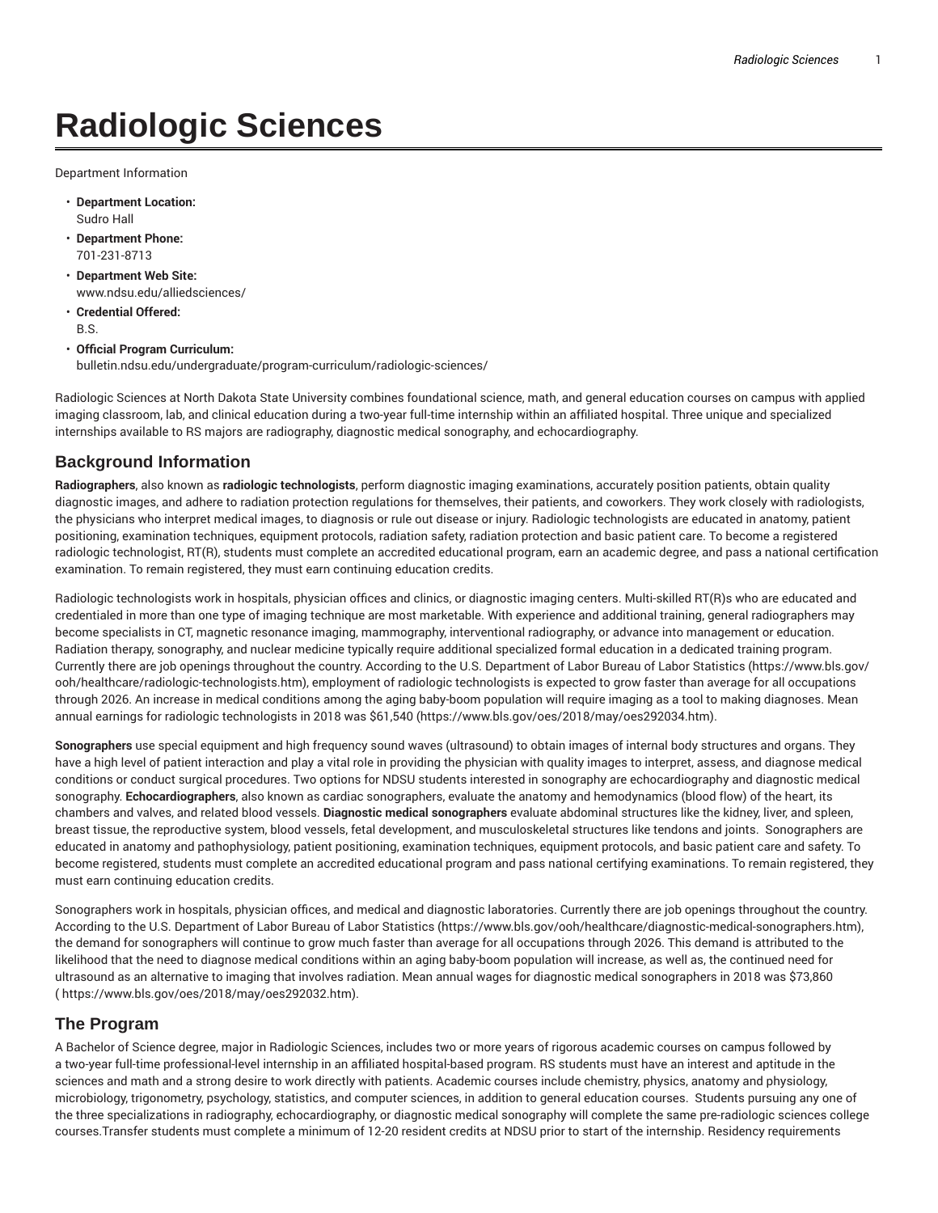# Radiologic Sciences

Department Information

- **Department Location:**
  Sudro Hall
- **Department Phone:**
  701-231-8713
- **Department Web Site:**
  www.ndsu.edu/alliedsciences/
- **Credential Offered:**
  B.S.
- **Official Program Curriculum:**
  bulletin.ndsu.edu/undergraduate/program-curriculum/radiologic-sciences/

Radiologic Sciences at North Dakota State University combines foundational science, math, and general education courses on campus with applied imaging classroom, lab, and clinical education during a two-year full-time internship within an affiliated hospital. Three unique and specialized internships available to RS majors are radiography, diagnostic medical sonography, and echocardiography.

## Background Information

**Radiographers**, also known as **radiologic technologists**, perform diagnostic imaging examinations, accurately position patients, obtain quality diagnostic images, and adhere to radiation protection regulations for themselves, their patients, and coworkers. They work closely with radiologists, the physicians who interpret medical images, to diagnosis or rule out disease or injury. Radiologic technologists are educated in anatomy, patient positioning, examination techniques, equipment protocols, radiation safety, radiation protection and basic patient care. To become a registered radiologic technologist, RT(R), students must complete an accredited educational program, earn an academic degree, and pass a national certification examination. To remain registered, they must earn continuing education credits.

Radiologic technologists work in hospitals, physician offices and clinics, or diagnostic imaging centers. Multi-skilled RT(R)s who are educated and credentialed in more than one type of imaging technique are most marketable. With experience and additional training, general radiographers may become specialists in CT, magnetic resonance imaging, mammography, interventional radiography, or advance into management or education. Radiation therapy, sonography, and nuclear medicine typically require additional specialized formal education in a dedicated training program. Currently there are job openings throughout the country. According to the U.S. Department of Labor Bureau of Labor Statistics (https://www.bls.gov/ooh/healthcare/radiologic-technologists.htm), employment of radiologic technologists is expected to grow faster than average for all occupations through 2026. An increase in medical conditions among the aging baby-boom population will require imaging as a tool to making diagnoses. Mean annual earnings for radiologic technologists in 2018 was $61,540 (https://www.bls.gov/oes/2018/may/oes292034.htm).

**Sonographers** use special equipment and high frequency sound waves (ultrasound) to obtain images of internal body structures and organs. They have a high level of patient interaction and play a vital role in providing the physician with quality images to interpret, assess, and diagnose medical conditions or conduct surgical procedures. Two options for NDSU students interested in sonography are echocardiography and diagnostic medical sonography. **Echocardiographers**, also known as cardiac sonographers, evaluate the anatomy and hemodynamics (blood flow) of the heart, its chambers and valves, and related blood vessels. **Diagnostic medical sonographers** evaluate abdominal structures like the kidney, liver, and spleen, breast tissue, the reproductive system, blood vessels, fetal development, and musculoskeletal structures like tendons and joints. Sonographers are educated in anatomy and pathophysiology, patient positioning, examination techniques, equipment protocols, and basic patient care and safety. To become registered, students must complete an accredited educational program and pass national certifying examinations. To remain registered, they must earn continuing education credits.

Sonographers work in hospitals, physician offices, and medical and diagnostic laboratories. Currently there are job openings throughout the country. According to the U.S. Department of Labor Bureau of Labor Statistics (https://www.bls.gov/ooh/healthcare/diagnostic-medical-sonographers.htm), the demand for sonographers will continue to grow much faster than average for all occupations through 2026. This demand is attributed to the likelihood that the need to diagnose medical conditions within an aging baby-boom population will increase, as well as, the continued need for ultrasound as an alternative to imaging that involves radiation. Mean annual wages for diagnostic medical sonographers in 2018 was $73,860 ( https://www.bls.gov/oes/2018/may/oes292032.htm).

## The Program

A Bachelor of Science degree, major in Radiologic Sciences, includes two or more years of rigorous academic courses on campus followed by a two-year full-time professional-level internship in an affiliated hospital-based program. RS students must have an interest and aptitude in the sciences and math and a strong desire to work directly with patients. Academic courses include chemistry, physics, anatomy and physiology, microbiology, trigonometry, psychology, statistics, and computer sciences, in addition to general education courses. Students pursuing any one of the three specializations in radiography, echocardiography, or diagnostic medical sonography will complete the same pre-radiologic sciences college courses.Transfer students must complete a minimum of 12-20 resident credits at NDSU prior to start of the internship. Residency requirements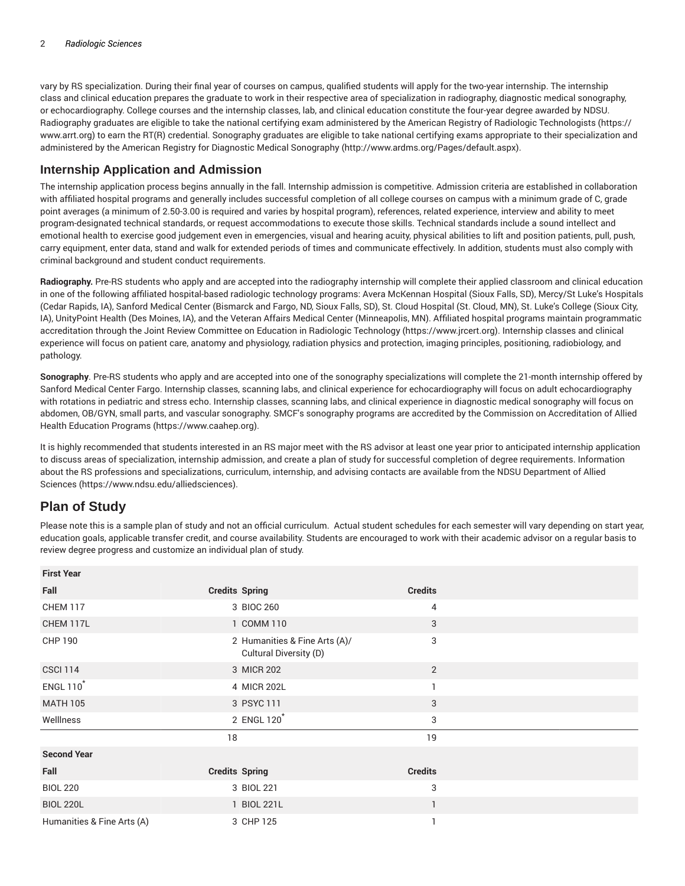vary by RS specialization. During their final year of courses on campus, qualified students will apply for the two-year internship. The internship class and clinical education prepares the graduate to work in their respective area of specialization in radiography, diagnostic medical sonography, or echocardiography. College courses and the internship classes, lab, and clinical education constitute the four-year degree awarded by NDSU. Radiography graduates are eligible to take the national certifying exam administered by the American Registry of Radiologic Technologists (https://www.arrt.org) to earn the RT(R) credential. Sonography graduates are eligible to take national certifying exams appropriate to their specialization and administered by the American Registry for Diagnostic Medical Sonography (http://www.ardms.org/Pages/default.aspx).

## Internship Application and Admission

The internship application process begins annually in the fall. Internship admission is competitive. Admission criteria are established in collaboration with affiliated hospital programs and generally includes successful completion of all college courses on campus with a minimum grade of C, grade point averages (a minimum of 2.50-3.00 is required and varies by hospital program), references, related experience, interview and ability to meet program-designated technical standards, or request accommodations to execute those skills. Technical standards include a sound intellect and emotional health to exercise good judgement even in emergencies, visual and hearing acuity, physical abilities to lift and position patients, pull, push, carry equipment, enter data, stand and walk for extended periods of times and communicate effectively. In addition, students must also comply with criminal background and student conduct requirements.

**Radiography.** Pre-RS students who apply and are accepted into the radiography internship will complete their applied classroom and clinical education in one of the following affiliated hospital-based radiologic technology programs: Avera McKennan Hospital (Sioux Falls, SD), Mercy/St Luke's Hospitals (Cedar Rapids, IA), Sanford Medical Center (Bismarck and Fargo, ND, Sioux Falls, SD), St. Cloud Hospital (St. Cloud, MN), St. Luke's College (Sioux City, IA), UnityPoint Health (Des Moines, IA), and the Veteran Affairs Medical Center (Minneapolis, MN). Affiliated hospital programs maintain programmatic accreditation through the Joint Review Committee on Education in Radiologic Technology (https://www.jrcert.org). Internship classes and clinical experience will focus on patient care, anatomy and physiology, radiation physics and protection, imaging principles, positioning, radiobiology, and pathology.

**Sonography**. Pre-RS students who apply and are accepted into one of the sonography specializations will complete the 21-month internship offered by Sanford Medical Center Fargo. Internship classes, scanning labs, and clinical experience for echocardiography will focus on adult echocardiography with rotations in pediatric and stress echo. Internship classes, scanning labs, and clinical experience in diagnostic medical sonography will focus on abdomen, OB/GYN, small parts, and vascular sonography. SMCF's sonography programs are accredited by the Commission on Accreditation of Allied Health Education Programs (https://www.caahep.org).

It is highly recommended that students interested in an RS major meet with the RS advisor at least one year prior to anticipated internship application to discuss areas of specialization, internship admission, and create a plan of study for successful completion of degree requirements. Information about the RS professions and specializations, curriculum, internship, and advising contacts are available from the NDSU Department of Allied Sciences (https://www.ndsu.edu/alliedsciences).

## Plan of Study

Please note this is a sample plan of study and not an official curriculum. Actual student schedules for each semester will vary depending on start year, education goals, applicable transfer credit, and course availability. Students are encouraged to work with their academic advisor on a regular basis to review degree progress and customize an individual plan of study.

| First Year | | | |
|---|---|---|---|
| Fall | Credits | Spring | Credits |
| CHEM 117 | 3 | BIOC 260 | 4 |
| CHEM 117L | 1 | COMM 110 | 3 |
| CHP 190 | 2 | Humanities & Fine Arts (A)/ Cultural Diversity (D) | 3 |
| CSCI 114 | 3 | MICR 202 | 2 |
| ENGL 110* | 4 | MICR 202L | 1 |
| MATH 105 | 3 | PSYC 111 | 3 |
| Welllness | 2 | ENGL 120* | 3 |
| | 18 | | 19 |
| **Second Year** | | | |
| Fall | Credits | Spring | Credits |
| BIOL 220 | 3 | BIOL 221 | 3 |
| BIOL 220L | 1 | BIOL 221L | 1 |
| Humanities & Fine Arts (A) | 3 | CHP 125 | 1 |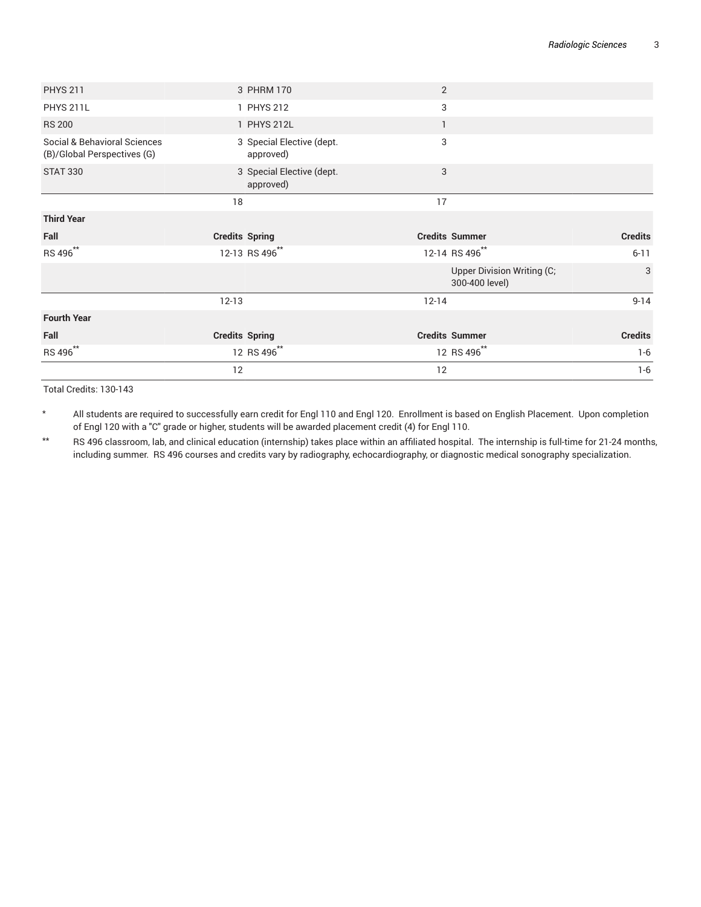| | | | | | |
|---|---|---|---|---|---|
| PHYS 211 | 3 | PHRM 170 | 2 | | |
| PHYS 211L | 1 | PHYS 212 | 3 | | |
| RS 200 | 1 | PHYS 212L | 1 | | |
| Social & Behavioral Sciences (B)/Global Perspectives (G) | 3 | Special Elective (dept. approved) | 3 | | |
| STAT 330 | 3 | Special Elective (dept. approved) | 3 | | |
| | 18 | | 17 | | |
| **Third Year** | | | | | |
| **Fall** | **Credits** | **Spring** | **Credits** | **Summer** | **Credits** |
| RS 496** | 12-13 | RS 496** | 12-14 | RS 496** | 6-11 |
| | | | | Upper Division Writing (C; 300-400 level) | 3 |
| | 12-13 | | 12-14 | | 9-14 |
| **Fourth Year** | | | | | |
| **Fall** | **Credits** | **Spring** | **Credits** | **Summer** | **Credits** |
| RS 496** | 12 | RS 496** | 12 | RS 496** | 1-6 |
| | 12 | | 12 | | 1-6 |

Total Credits: 130-143

\* All students are required to successfully earn credit for Engl 110 and Engl 120. Enrollment is based on English Placement. Upon completion of Engl 120 with a "C" grade or higher, students will be awarded placement credit (4) for Engl 110.

** RS 496 classroom, lab, and clinical education (internship) takes place within an affiliated hospital. The internship is full-time for 21-24 months, including summer. RS 496 courses and credits vary by radiography, echocardiography, or diagnostic medical sonography specialization.